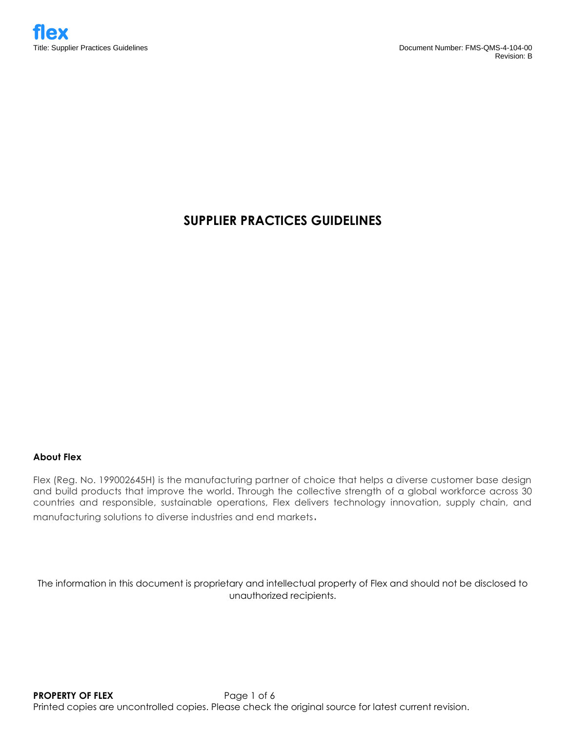# SUPPLIER PRACTICES GUIDELINES

**About Flex**

Flex (Reg. No. 199002645H) is the manufacturing partner of choice that helps a diverse customer base design and build products that improve the world. Through the collective strength of a global workforce across 30 countries and responsible, sustainable operations, Flex delivers technology innovation, supply chain, and manufacturing solutions to diverse industries and end markets.

The information in this document is proprietary and intellectual property of Flex and should not be disclosed to unauthorized recipients.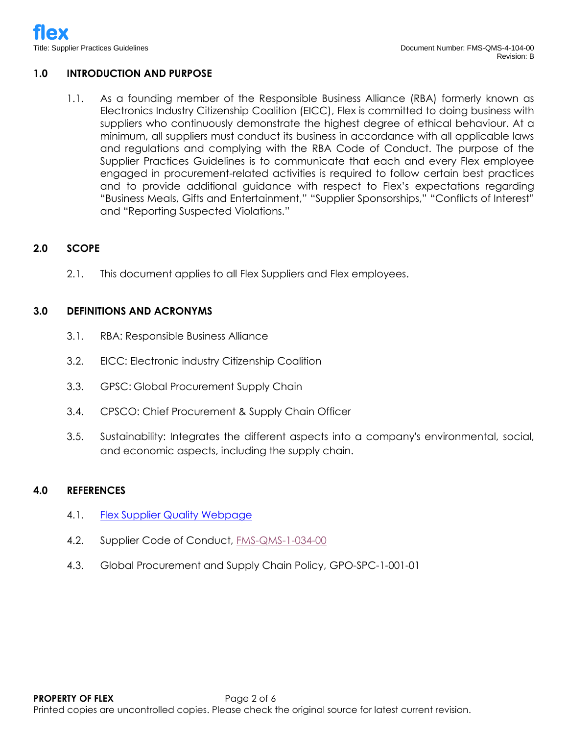## 1.0 INTRODUCTION AND PURPOSE

1.1. As a founding member of the Responsible Business Alliance (RBA) formerly known as Electronics Industry Citizenship Coalition (EICC), Flex is committed to doing business with suppliers who continuously demonstrate the highest degree of ethical behaviour. At a minimum, all suppliers must conduct its business in accordance with all applicable laws and regulations and complying with the RBA Code of Conduct. The purpose of the Supplier Practices Guidelines is to communicate that each and every Flex employee engaged in procurement-related activities is required to follow certain best practices and to provide additional guidance with respect to Flex's expectations regarding "Business Meals, Gifts and Entertainment," "Supplier Sponsorships," "Conflicts of Interest" and "Reporting Suspected Violations."

## 2.0 SCOPE

2.1. This document applies to all Flex Suppliers and Flex employees.

## 3.0 DEFINITIONS AND ACRONYMS

3.1. RBA: Responsible Business Alliance

3.2. EICC: Electronic industry Citizenship Coalition

3.3. GPSC: Global Procurement Supply Chain

3.4. CPSCO: Chief Procurement & Supply Chain Officer

3.5. Sustainability: Integrates the different aspects into a company's environmental, social, and economic aspects, including the supply chain.

## 4.0 REFERENCES

4.1. Flex Supplier Quality Webpage

4.2. Supplier Code of Conduct, FMS-QMS-1-034-00

4.3. Global Procurement and Supply Chain Policy, GPO-SPC-1-001-01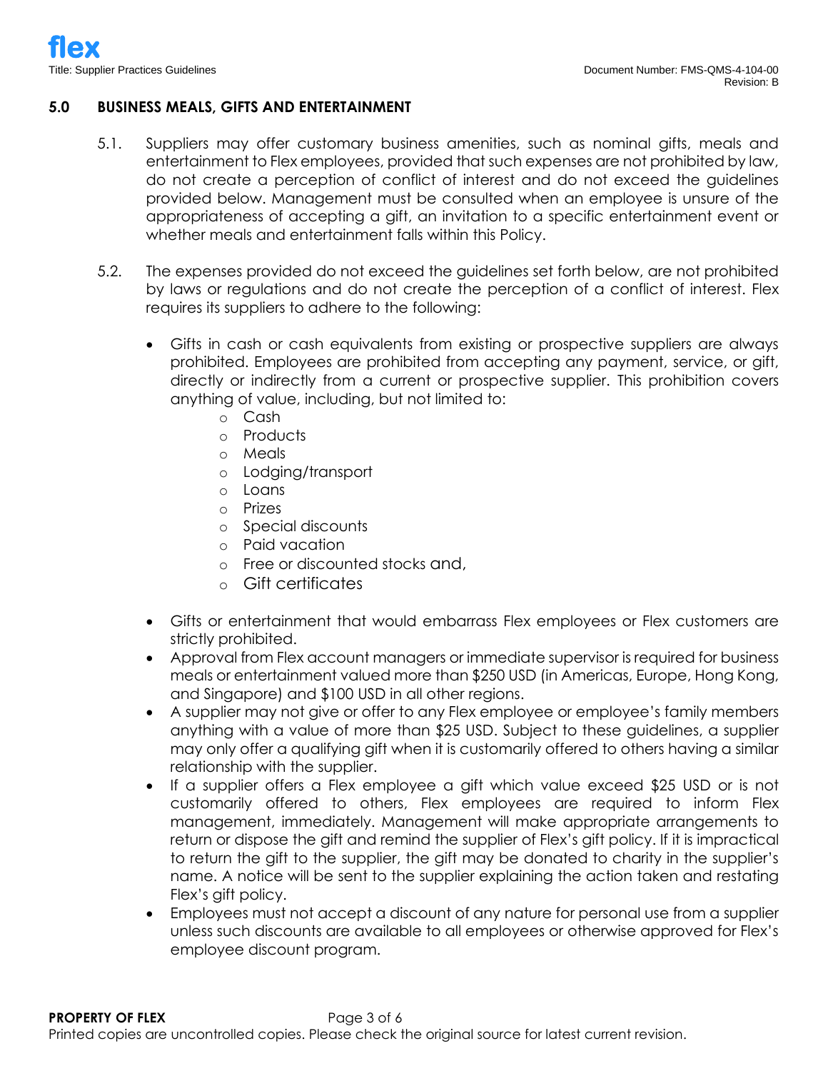## 5.0 BUSINESS MEALS, GIFTS AND ENTERTAINMENT

5.1. Suppliers may offer customary business amenities, such as nominal gifts, meals and entertainment to Flex employees, provided that such expenses are not prohibited by law, do not create a perception of conflict of interest and do not exceed the guidelines provided below. Management must be consulted when an employee is unsure of the appropriateness of accepting a gift, an invitation to a specific entertainment event or whether meals and entertainment falls within this Policy.

5.2. The expenses provided do not exceed the guidelines set forth below, are not prohibited by laws or regulations and do not create the perception of a conflict of interest. Flex requires its suppliers to adhere to the following:

- Gifts in cash or cash equivalents from existing or prospective suppliers are always prohibited. Employees are prohibited from accepting any payment, service, or gift, directly or indirectly from a current or prospective supplier. This prohibition covers anything of value, including, but not limited to:
  - Cash
  - Products
  - Meals
  - Lodging/transport
  - Loans
  - Prizes
  - Special discounts
  - Paid vacation
  - Free or discounted stocks and,
  - Gift certificates
- Gifts or entertainment that would embarrass Flex employees or Flex customers are strictly prohibited.
- Approval from Flex account managers or immediate supervisor is required for business meals or entertainment valued more than $250 USD (in Americas, Europe, Hong Kong, and Singapore) and $100 USD in all other regions.
- A supplier may not give or offer to any Flex employee or employee's family members anything with a value of more than $25 USD. Subject to these guidelines, a supplier may only offer a qualifying gift when it is customarily offered to others having a similar relationship with the supplier.
- If a supplier offers a Flex employee a gift which value exceed $25 USD or is not customarily offered to others, Flex employees are required to inform Flex management, immediately. Management will make appropriate arrangements to return or dispose the gift and remind the supplier of Flex's gift policy. If it is impractical to return the gift to the supplier, the gift may be donated to charity in the supplier's name. A notice will be sent to the supplier explaining the action taken and restating Flex's gift policy.
- Employees must not accept a discount of any nature for personal use from a supplier unless such discounts are available to all employees or otherwise approved for Flex's employee discount program.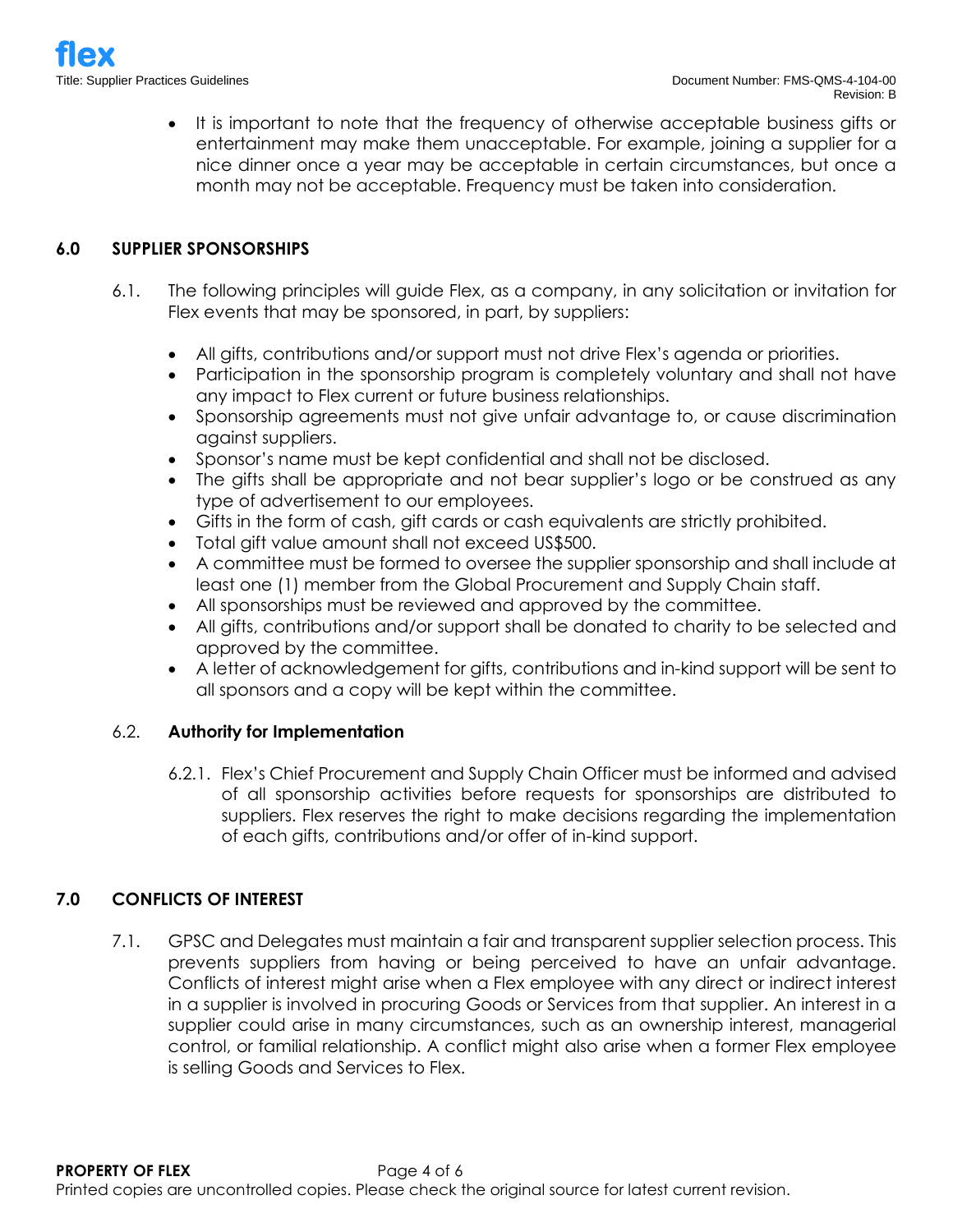- It is important to note that the frequency of otherwise acceptable business gifts or entertainment may make them unacceptable. For example, joining a supplier for a nice dinner once a year may be acceptable in certain circumstances, but once a month may not be acceptable. Frequency must be taken into consideration.

## 6.0 SUPPLIER SPONSORSHIPS

6.1. The following principles will guide Flex, as a company, in any solicitation or invitation for Flex events that may be sponsored, in part, by suppliers:

- All gifts, contributions and/or support must not drive Flex's agenda or priorities.
- Participation in the sponsorship program is completely voluntary and shall not have any impact to Flex current or future business relationships.
- Sponsorship agreements must not give unfair advantage to, or cause discrimination against suppliers.
- Sponsor's name must be kept confidential and shall not be disclosed.
- The gifts shall be appropriate and not bear supplier's logo or be construed as any type of advertisement to our employees.
- Gifts in the form of cash, gift cards or cash equivalents are strictly prohibited.
- Total gift value amount shall not exceed US$500.
- A committee must be formed to oversee the supplier sponsorship and shall include at least one (1) member from the Global Procurement and Supply Chain staff.
- All sponsorships must be reviewed and approved by the committee.
- All gifts, contributions and/or support shall be donated to charity to be selected and approved by the committee.
- A letter of acknowledgement for gifts, contributions and in-kind support will be sent to all sponsors and a copy will be kept within the committee.

6.2. **Authority for Implementation**

6.2.1. Flex's Chief Procurement and Supply Chain Officer must be informed and advised of all sponsorship activities before requests for sponsorships are distributed to suppliers. Flex reserves the right to make decisions regarding the implementation of each gifts, contributions and/or offer of in-kind support.

## 7.0 CONFLICTS OF INTEREST

7.1. GPSC and Delegates must maintain a fair and transparent supplier selection process. This prevents suppliers from having or being perceived to have an unfair advantage. Conflicts of interest might arise when a Flex employee with any direct or indirect interest in a supplier is involved in procuring Goods or Services from that supplier. An interest in a supplier could arise in many circumstances, such as an ownership interest, managerial control, or familial relationship. A conflict might also arise when a former Flex employee is selling Goods and Services to Flex.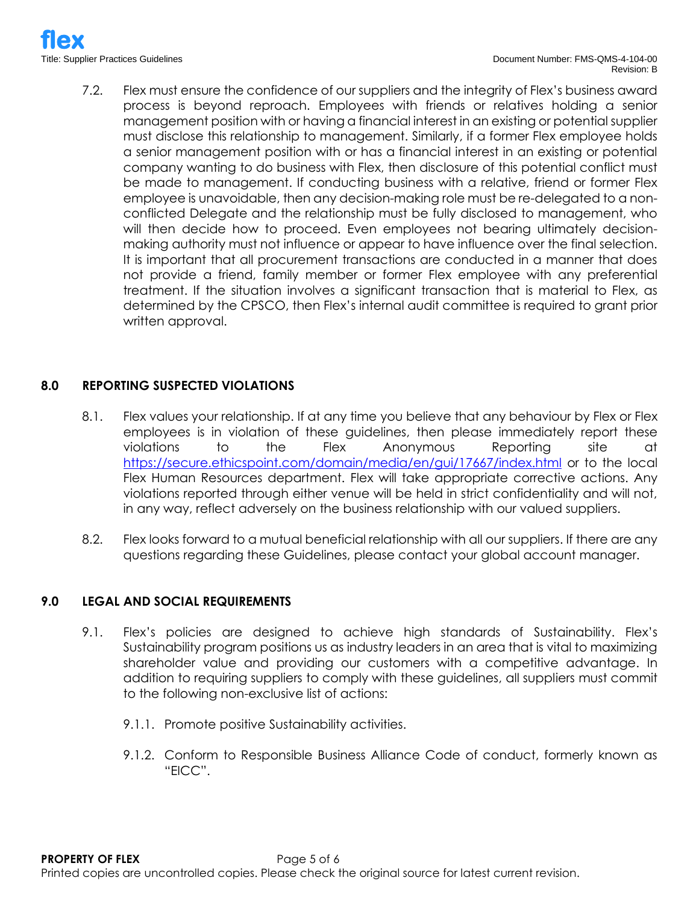7.2. Flex must ensure the confidence of our suppliers and the integrity of Flex's business award process is beyond reproach. Employees with friends or relatives holding a senior management position with or having a financial interest in an existing or potential supplier must disclose this relationship to management. Similarly, if a former Flex employee holds a senior management position with or has a financial interest in an existing or potential company wanting to do business with Flex, then disclosure of this potential conflict must be made to management. If conducting business with a relative, friend or former Flex employee is unavoidable, then any decision-making role must be re-delegated to a non-conflicted Delegate and the relationship must be fully disclosed to management, who will then decide how to proceed. Even employees not bearing ultimately decision-making authority must not influence or appear to have influence over the final selection. It is important that all procurement transactions are conducted in a manner that does not provide a friend, family member or former Flex employee with any preferential treatment. If the situation involves a significant transaction that is material to Flex, as determined by the CPSCO, then Flex's internal audit committee is required to grant prior written approval.

## 8.0 REPORTING SUSPECTED VIOLATIONS

8.1. Flex values your relationship. If at any time you believe that any behaviour by Flex or Flex employees is in violation of these guidelines, then please immediately report these violations to the Flex Anonymous Reporting site at https://secure.ethicspoint.com/domain/media/en/gui/17667/index.html or to the local Flex Human Resources department. Flex will take appropriate corrective actions. Any violations reported through either venue will be held in strict confidentiality and will not, in any way, reflect adversely on the business relationship with our valued suppliers.

8.2. Flex looks forward to a mutual beneficial relationship with all our suppliers. If there are any questions regarding these Guidelines, please contact your global account manager.

## 9.0 LEGAL AND SOCIAL REQUIREMENTS

9.1. Flex's policies are designed to achieve high standards of Sustainability. Flex's Sustainability program positions us as industry leaders in an area that is vital to maximizing shareholder value and providing our customers with a competitive advantage. In addition to requiring suppliers to comply with these guidelines, all suppliers must commit to the following non-exclusive list of actions:

9.1.1. Promote positive Sustainability activities.

9.1.2. Conform to Responsible Business Alliance Code of conduct, formerly known as "EICC".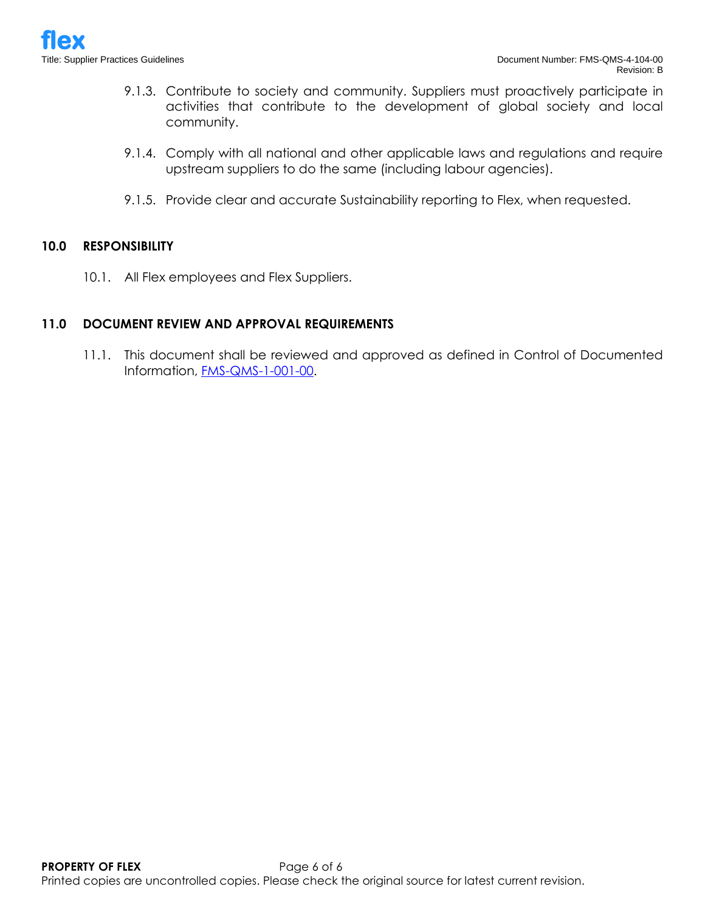9.1.3. Contribute to society and community. Suppliers must proactively participate in activities that contribute to the development of global society and local community.

9.1.4. Comply with all national and other applicable laws and regulations and require upstream suppliers to do the same (including labour agencies).

9.1.5. Provide clear and accurate Sustainability reporting to Flex, when requested.

## 10.0 RESPONSIBILITY

10.1. All Flex employees and Flex Suppliers.

## 11.0 DOCUMENT REVIEW AND APPROVAL REQUIREMENTS

11.1. This document shall be reviewed and approved as defined in Control of Documented Information, FMS-QMS-1-001-00.